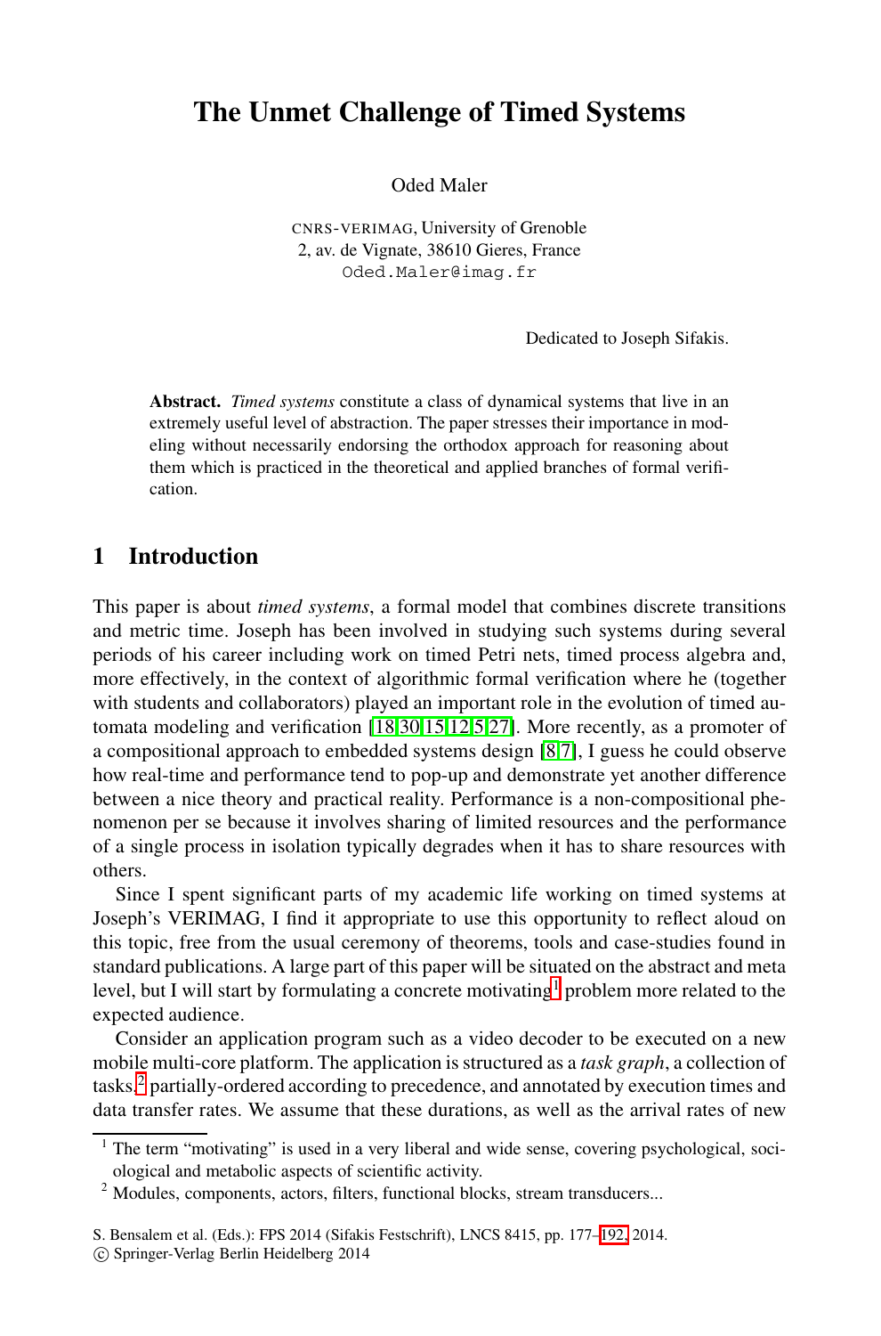# The Unmet Challenge of Timed Systems

Oded Maler

CNRS-VERIMAG, University of Grenoble
2, av. de Vignate, 38610 Gieres, France
Oded.Maler@imag.fr

Dedicated to Joseph Sifakis.

**Abstract.** *Timed systems* constitute a class of dynamical systems that live in an extremely useful level of abstraction. The paper stresses their importance in modeling without necessarily endorsing the orthodox approach for reasoning about them which is practiced in the theoretical and applied branches of formal verification.

## 1 Introduction

This paper is about *timed systems*, a formal model that combines discrete transitions and metric time. Joseph has been involved in studying such systems during several periods of his career including work on timed Petri nets, timed process algebra and, more effectively, in the context of algorithmic formal verification where he (together with students and collaborators) played an important role in the evolution of timed automata modeling and verification [18,30,15,12,5,27]. More recently, as a promoter of a compositional approach to embedded systems design [8,7], I guess he could observe how real-time and performance tend to pop-up and demonstrate yet another difference between a nice theory and practical reality. Performance is a non-compositional phenomenon per se because it involves sharing of limited resources and the performance of a single process in isolation typically degrades when it has to share resources with others.

Since I spent significant parts of my academic life working on timed systems at Joseph's VERIMAG, I find it appropriate to use this opportunity to reflect aloud on this topic, free from the usual ceremony of theorems, tools and case-studies found in standard publications. A large part of this paper will be situated on the abstract and meta level, but I will start by formulating a concrete motivating[1] problem more related to the expected audience.

Consider an application program such as a video decoder to be executed on a new mobile multi-core platform. The application is structured as a *task graph*, a collection of tasks,[2] partially-ordered according to precedence, and annotated by execution times and data transfer rates. We assume that these durations, as well as the arrival rates of new

[1] The term "motivating" is used in a very liberal and wide sense, covering psychological, sociological and metabolic aspects of scientific activity.

[2] Modules, components, actors, filters, functional blocks, stream transducers...

S. Bensalem et al. (Eds.): FPS 2014 (Sifakis Festschrift), LNCS 8415, pp. 177–192, 2014.
© Springer-Verlag Berlin Heidelberg 2014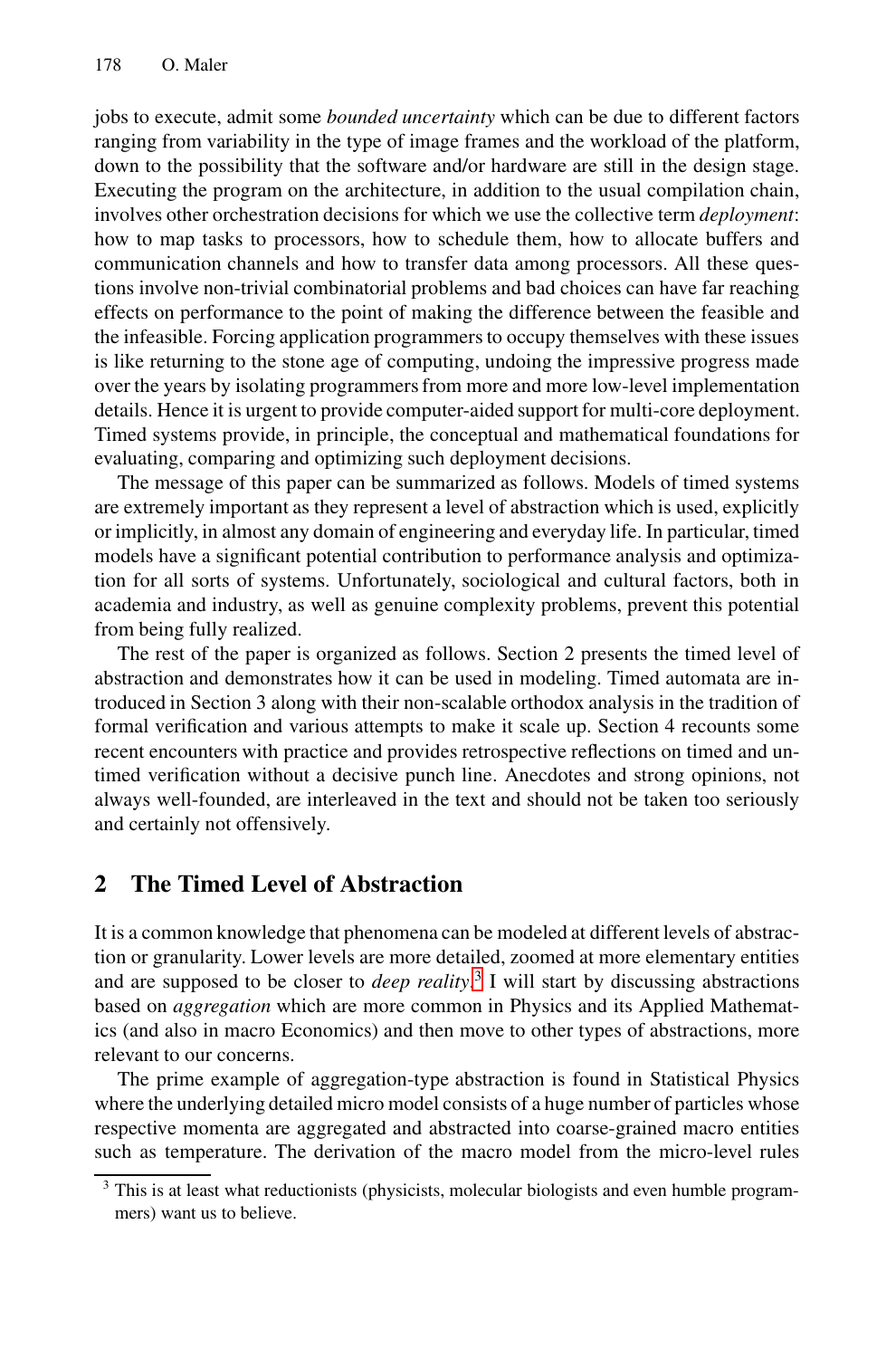jobs to execute, admit some *bounded uncertainty* which can be due to different factors ranging from variability in the type of image frames and the workload of the platform, down to the possibility that the software and/or hardware are still in the design stage. Executing the program on the architecture, in addition to the usual compilation chain, involves other orchestration decisions for which we use the collective term *deployment*: how to map tasks to processors, how to schedule them, how to allocate buffers and communication channels and how to transfer data among processors. All these questions involve non-trivial combinatorial problems and bad choices can have far reaching effects on performance to the point of making the difference between the feasible and the infeasible. Forcing application programmers to occupy themselves with these issues is like returning to the stone age of computing, undoing the impressive progress made over the years by isolating programmers from more and more low-level implementation details. Hence it is urgent to provide computer-aided support for multi-core deployment. Timed systems provide, in principle, the conceptual and mathematical foundations for evaluating, comparing and optimizing such deployment decisions.

The message of this paper can be summarized as follows. Models of timed systems are extremely important as they represent a level of abstraction which is used, explicitly or implicitly, in almost any domain of engineering and everyday life. In particular, timed models have a significant potential contribution to performance analysis and optimization for all sorts of systems. Unfortunately, sociological and cultural factors, both in academia and industry, as well as genuine complexity problems, prevent this potential from being fully realized.

The rest of the paper is organized as follows. Section 2 presents the timed level of abstraction and demonstrates how it can be used in modeling. Timed automata are introduced in Section 3 along with their non-scalable orthodox analysis in the tradition of formal verification and various attempts to make it scale up. Section 4 recounts some recent encounters with practice and provides retrospective reflections on timed and untimed verification without a decisive punch line. Anecdotes and strong opinions, not always well-founded, are interleaved in the text and should not be taken too seriously and certainly not offensively.

## 2 The Timed Level of Abstraction

It is a common knowledge that phenomena can be modeled at different levels of abstraction or granularity. Lower levels are more detailed, zoomed at more elementary entities and are supposed to be closer to *deep reality*.[3] I will start by discussing abstractions based on *aggregation* which are more common in Physics and its Applied Mathematics (and also in macro Economics) and then move to other types of abstractions, more relevant to our concerns.

The prime example of aggregation-type abstraction is found in Statistical Physics where the underlying detailed micro model consists of a huge number of particles whose respective momenta are aggregated and abstracted into coarse-grained macro entities such as temperature. The derivation of the macro model from the micro-level rules

[3] This is at least what reductionists (physicists, molecular biologists and even humble programmers) want us to believe.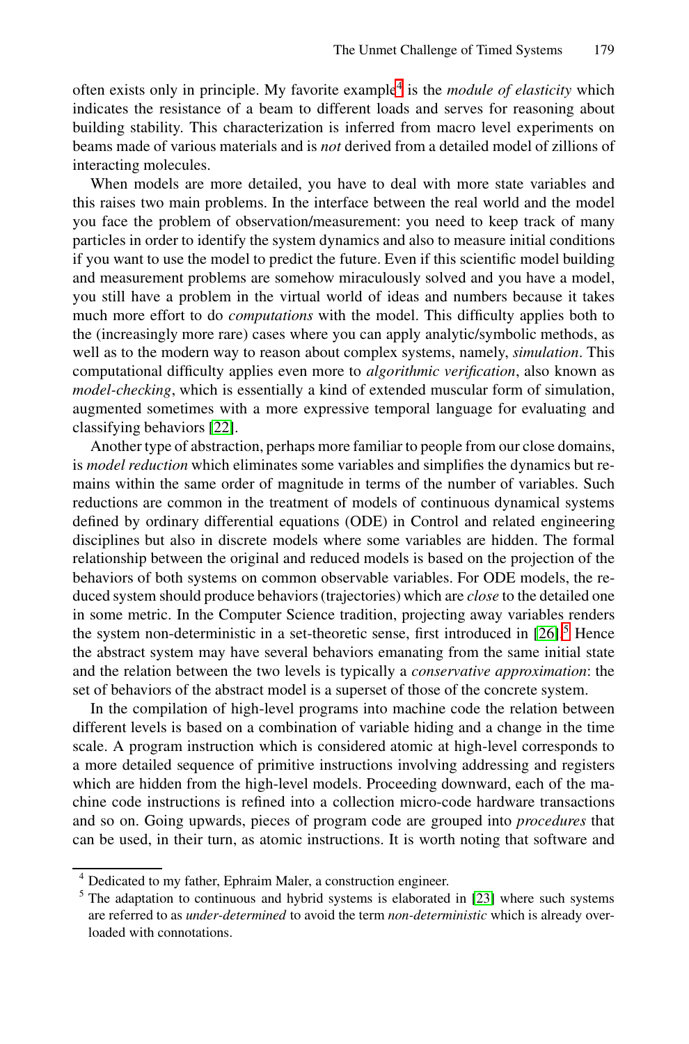often exists only in principle. My favorite example[4] is the *module of elasticity* which indicates the resistance of a beam to different loads and serves for reasoning about building stability. This characterization is inferred from macro level experiments on beams made of various materials and is *not* derived from a detailed model of zillions of interacting molecules.

When models are more detailed, you have to deal with more state variables and this raises two main problems. In the interface between the real world and the model you face the problem of observation/measurement: you need to keep track of many particles in order to identify the system dynamics and also to measure initial conditions if you want to use the model to predict the future. Even if this scientific model building and measurement problems are somehow miraculously solved and you have a model, you still have a problem in the virtual world of ideas and numbers because it takes much more effort to do *computations* with the model. This difficulty applies both to the (increasingly more rare) cases where you can apply analytic/symbolic methods, as well as to the modern way to reason about complex systems, namely, *simulation*. This computational difficulty applies even more to *algorithmic verification*, also known as *model-checking*, which is essentially a kind of extended muscular form of simulation, augmented sometimes with a more expressive temporal language for evaluating and classifying behaviors [22].

Another type of abstraction, perhaps more familiar to people from our close domains, is *model reduction* which eliminates some variables and simplifies the dynamics but remains within the same order of magnitude in terms of the number of variables. Such reductions are common in the treatment of models of continuous dynamical systems defined by ordinary differential equations (ODE) in Control and related engineering disciplines but also in discrete models where some variables are hidden. The formal relationship between the original and reduced models is based on the projection of the behaviors of both systems on common observable variables. For ODE models, the reduced system should produce behaviors (trajectories) which are *close* to the detailed one in some metric. In the Computer Science tradition, projecting away variables renders the system non-deterministic in a set-theoretic sense, first introduced in [26].[5] Hence the abstract system may have several behaviors emanating from the same initial state and the relation between the two levels is typically a *conservative approximation*: the set of behaviors of the abstract model is a superset of those of the concrete system.

In the compilation of high-level programs into machine code the relation between different levels is based on a combination of variable hiding and a change in the time scale. A program instruction which is considered atomic at high-level corresponds to a more detailed sequence of primitive instructions involving addressing and registers which are hidden from the high-level models. Proceeding downward, each of the machine code instructions is refined into a collection micro-code hardware transactions and so on. Going upwards, pieces of program code are grouped into *procedures* that can be used, in their turn, as atomic instructions. It is worth noting that software and

[4] Dedicated to my father, Ephraim Maler, a construction engineer.

[5] The adaptation to continuous and hybrid systems is elaborated in [23] where such systems are referred to as *under-determined* to avoid the term *non-deterministic* which is already overloaded with connotations.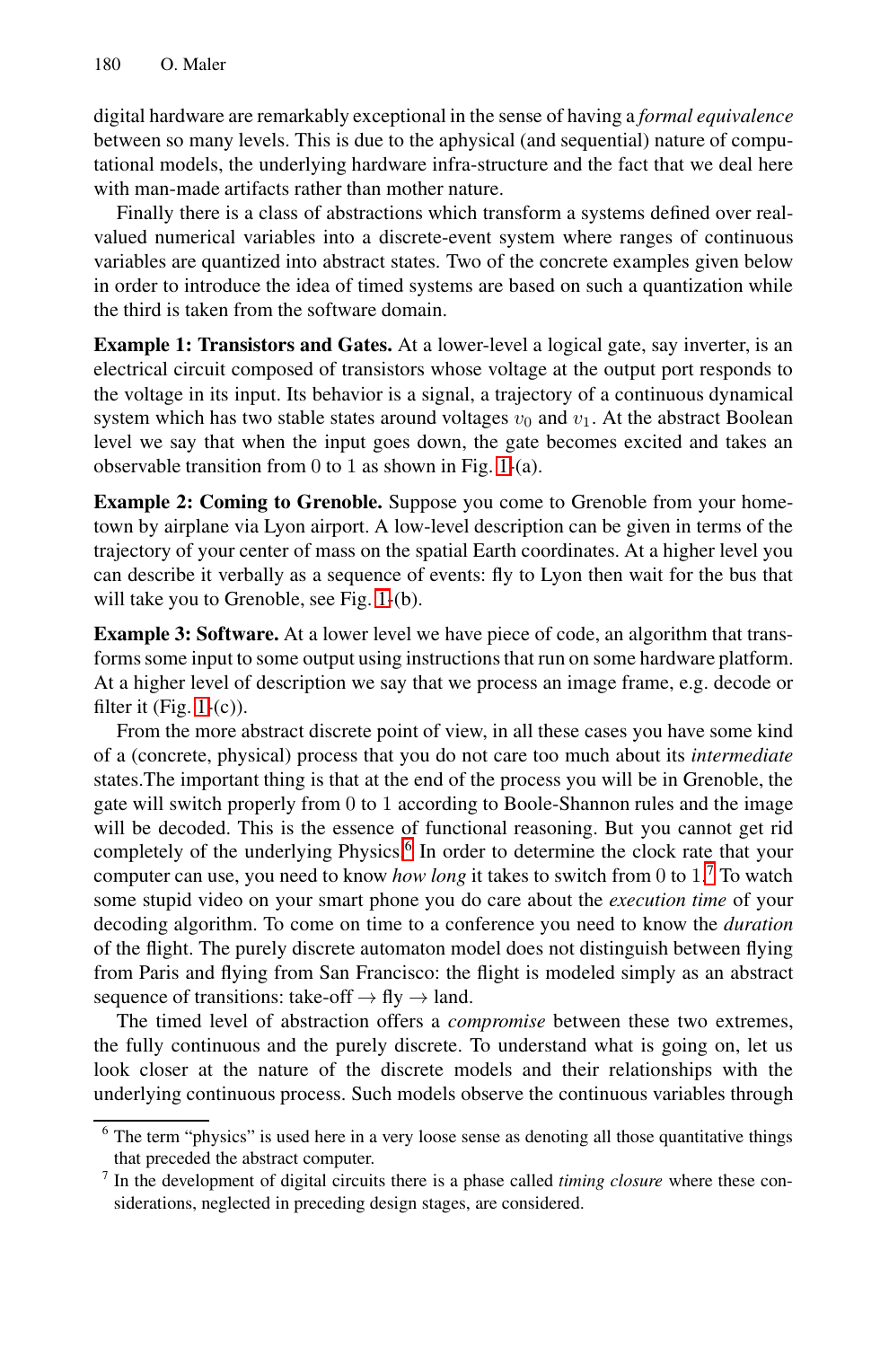digital hardware are remarkably exceptional in the sense of having a *formal equivalence* between so many levels. This is due to the aphysical (and sequential) nature of computational models, the underlying hardware infra-structure and the fact that we deal here with man-made artifacts rather than mother nature.

Finally there is a class of abstractions which transform a systems defined over real-valued numerical variables into a discrete-event system where ranges of continuous variables are quantized into abstract states. Two of the concrete examples given below in order to introduce the idea of timed systems are based on such a quantization while the third is taken from the software domain.

**Example 1: Transistors and Gates.** At a lower-level a logical gate, say inverter, is an electrical circuit composed of transistors whose voltage at the output port responds to the voltage in its input. Its behavior is a signal, a trajectory of a continuous dynamical system which has two stable states around voltages $v_0$ and $v_1$. At the abstract Boolean level we say that when the input goes down, the gate becomes excited and takes an observable transition from 0 to 1 as shown in Fig. 1-(a).

**Example 2: Coming to Grenoble.** Suppose you come to Grenoble from your hometown by airplane via Lyon airport. A low-level description can be given in terms of the trajectory of your center of mass on the spatial Earth coordinates. At a higher level you can describe it verbally as a sequence of events: fly to Lyon then wait for the bus that will take you to Grenoble, see Fig. 1-(b).

**Example 3: Software.** At a lower level we have piece of code, an algorithm that transforms some input to some output using instructions that run on some hardware platform. At a higher level of description we say that we process an image frame, e.g. decode or filter it (Fig. 1-(c)).

From the more abstract discrete point of view, in all these cases you have some kind of a (concrete, physical) process that you do not care too much about its *intermediate* states.The important thing is that at the end of the process you will be in Grenoble, the gate will switch properly from 0 to 1 according to Boole-Shannon rules and the image will be decoded. This is the essence of functional reasoning. But you cannot get rid completely of the underlying Physics.[6] In order to determine the clock rate that your computer can use, you need to know *how long* it takes to switch from 0 to 1.[7] To watch some stupid video on your smart phone you do care about the *execution time* of your decoding algorithm. To come on time to a conference you need to know the *duration* of the flight. The purely discrete automaton model does not distinguish between flying from Paris and flying from San Francisco: the flight is modeled simply as an abstract sequence of transitions: take-off → fly → land.

The timed level of abstraction offers a *compromise* between these two extremes, the fully continuous and the purely discrete. To understand what is going on, let us look closer at the nature of the discrete models and their relationships with the underlying continuous process. Such models observe the continuous variables through

[6] The term "physics" is used here in a very loose sense as denoting all those quantitative things that preceded the abstract computer.

[7] In the development of digital circuits there is a phase called *timing closure* where these considerations, neglected in preceding design stages, are considered.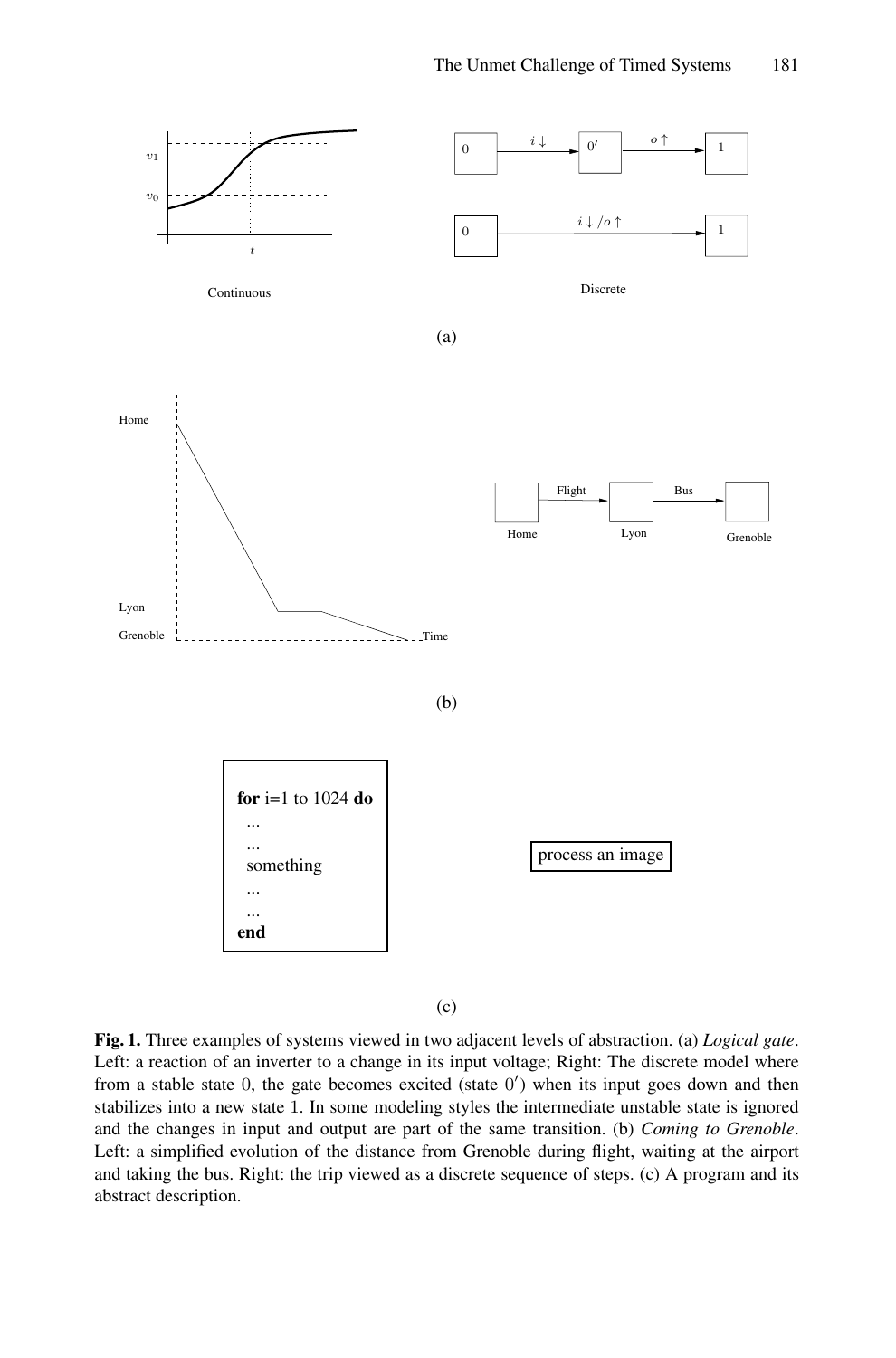**Fig. 1.** Three examples of systems viewed in two adjacent levels of abstraction. (a) *Logical gate*. Left: a reaction of an inverter to a change in its input voltage; Right: The discrete model where from a stable state 0, the gate becomes excited (state $0'$) when its input goes down and then stabilizes into a new state 1. In some modeling styles the intermediate unstable state is ignored and the changes in input and output are part of the same transition. (b) *Coming to Grenoble*. Left: a simplified evolution of the distance from Grenoble during flight, waiting at the airport and taking the bus. Right: the trip viewed as a discrete sequence of steps. (c) A program and its abstract description.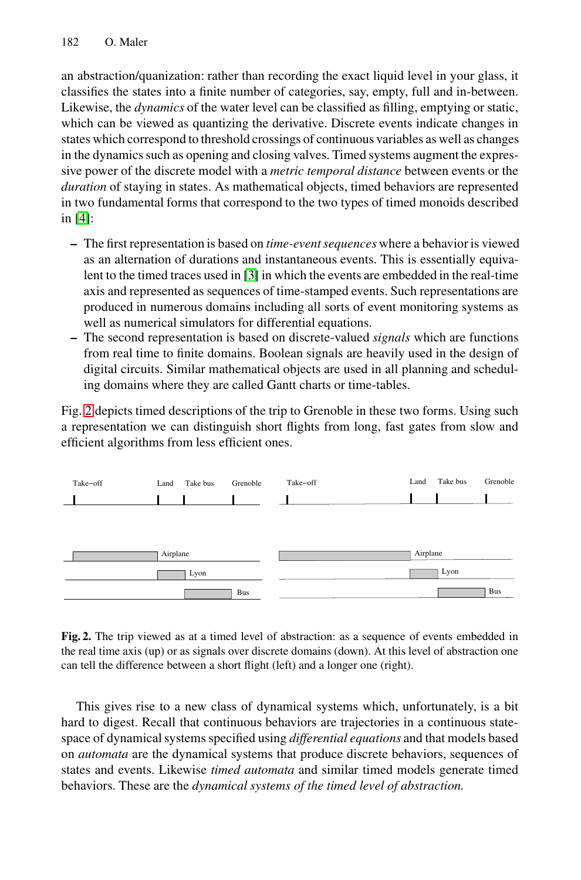an abstraction/quanization: rather than recording the exact liquid level in your glass, it classifies the states into a finite number of categories, say, empty, full and in-between. Likewise, the *dynamics* of the water level can be classified as filling, emptying or static, which can be viewed as quantizing the derivative. Discrete events indicate changes in states which correspond to threshold crossings of continuous variables as well as changes in the dynamics such as opening and closing valves. Timed systems augment the expressive power of the discrete model with a *metric temporal distance* between events or the *duration* of staying in states. As mathematical objects, timed behaviors are represented in two fundamental forms that correspond to the two types of timed monoids described in [4]:

- The first representation is based on *time-event sequences* where a behavior is viewed as an alternation of durations and instantaneous events. This is essentially equivalent to the timed traces used in [3] in which the events are embedded in the real-time axis and represented as sequences of time-stamped events. Such representations are produced in numerous domains including all sorts of event monitoring systems as well as numerical simulators for differential equations.
- The second representation is based on discrete-valued *signals* which are functions from real time to finite domains. Boolean signals are heavily used in the design of digital circuits. Similar mathematical objects are used in all planning and scheduling domains where they are called Gantt charts or time-tables.

Fig. 2 depicts timed descriptions of the trip to Grenoble in these two forms. Using such a representation we can distinguish short flights from long, fast gates from slow and efficient algorithms from less efficient ones.

**Fig. 2.** The trip viewed as at a timed level of abstraction: as a sequence of events embedded in the real time axis (up) or as signals over discrete domains (down). At this level of abstraction one can tell the difference between a short flight (left) and a longer one (right).

This gives rise to a new class of dynamical systems which, unfortunately, is a bit hard to digest. Recall that continuous behaviors are trajectories in a continuous state-space of dynamical systems specified using *differential equations* and that models based on *automata* are the dynamical systems that produce discrete behaviors, sequences of states and events. Likewise *timed automata* and similar timed models generate timed behaviors. These are the *dynamical systems of the timed level of abstraction.*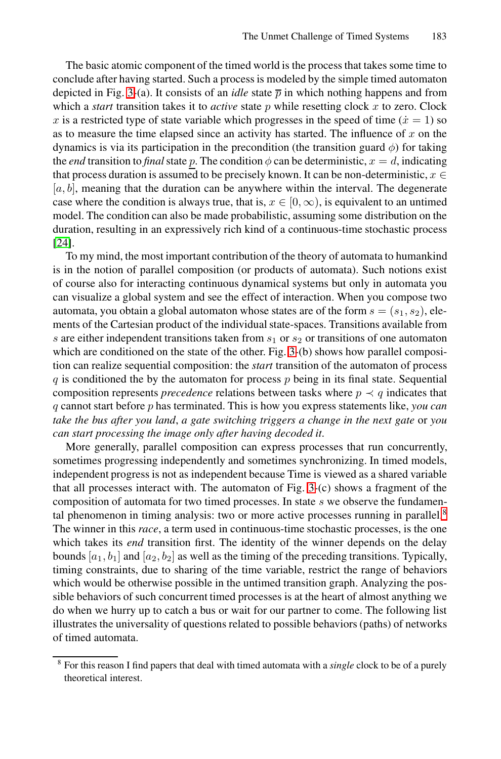The basic atomic component of the timed world is the process that takes some time to conclude after having started. Such a process is modeled by the simple timed automaton depicted in Fig. 3-(a). It consists of an *idle* state $\overline{p}$ in which nothing happens and from which a *start* transition takes it to *active* state $p$ while resetting clock $x$ to zero. Clock $x$ is a restricted type of state variable which progresses in the speed of time ($\dot{x} = 1$) so as to measure the time elapsed since an activity has started. The influence of $x$ on the dynamics is via its participation in the precondition (the transition guard $\phi$) for taking the *end* transition to *final* state $\underline{p}$. The condition $\phi$ can be deterministic, $x = d$, indicating that process duration is assumed to be precisely known. It can be non-deterministic, $x \in [a, b]$, meaning that the duration can be anywhere within the interval. The degenerate case where the condition is always true, that is, $x \in [0, \infty)$, is equivalent to an untimed model. The condition can also be made probabilistic, assuming some distribution on the duration, resulting in an expressively rich kind of a continuous-time stochastic process [24].

To my mind, the most important contribution of the theory of automata to humankind is in the notion of parallel composition (or products of automata). Such notions exist of course also for interacting continuous dynamical systems but only in automata you can visualize a global system and see the effect of interaction. When you compose two automata, you obtain a global automaton whose states are of the form $s = (s_1, s_2)$, elements of the Cartesian product of the individual state-spaces. Transitions available from $s$ are either independent transitions taken from $s_1$ or $s_2$ or transitions of one automaton which are conditioned on the state of the other. Fig. 3-(b) shows how parallel composition can realize sequential composition: the *start* transition of the automaton of process $q$ is conditioned the by the automaton for process $p$ being in its final state. Sequential composition represents *precedence* relations between tasks where $p \prec q$ indicates that $q$ cannot start before $p$ has terminated. This is how you express statements like, *you can take the bus after you land*, *a gate switching triggers a change in the next gate* or *you can start processing the image only after having decoded it*.

More generally, parallel composition can express processes that run concurrently, sometimes progressing independently and sometimes synchronizing. In timed models, independent progress is not as independent because Time is viewed as a shared variable that all processes interact with. The automaton of Fig. 3-(c) shows a fragment of the composition of automata for two timed processes. In state $s$ we observe the fundamental phenomenon in timing analysis: two or more active processes running in parallel.[8] The winner in this *race*, a term used in continuous-time stochastic processes, is the one which takes its *end* transition first. The identity of the winner depends on the delay bounds $[a_1, b_1]$ and $[a_2, b_2]$ as well as the timing of the preceding transitions. Typically, timing constraints, due to sharing of the time variable, restrict the range of behaviors which would be otherwise possible in the untimed transition graph. Analyzing the possible behaviors of such concurrent timed processes is at the heart of almost anything we do when we hurry up to catch a bus or wait for our partner to come. The following list illustrates the universality of questions related to possible behaviors (paths) of networks of timed automata.

[8] For this reason I find papers that deal with timed automata with a *single* clock to be of a purely theoretical interest.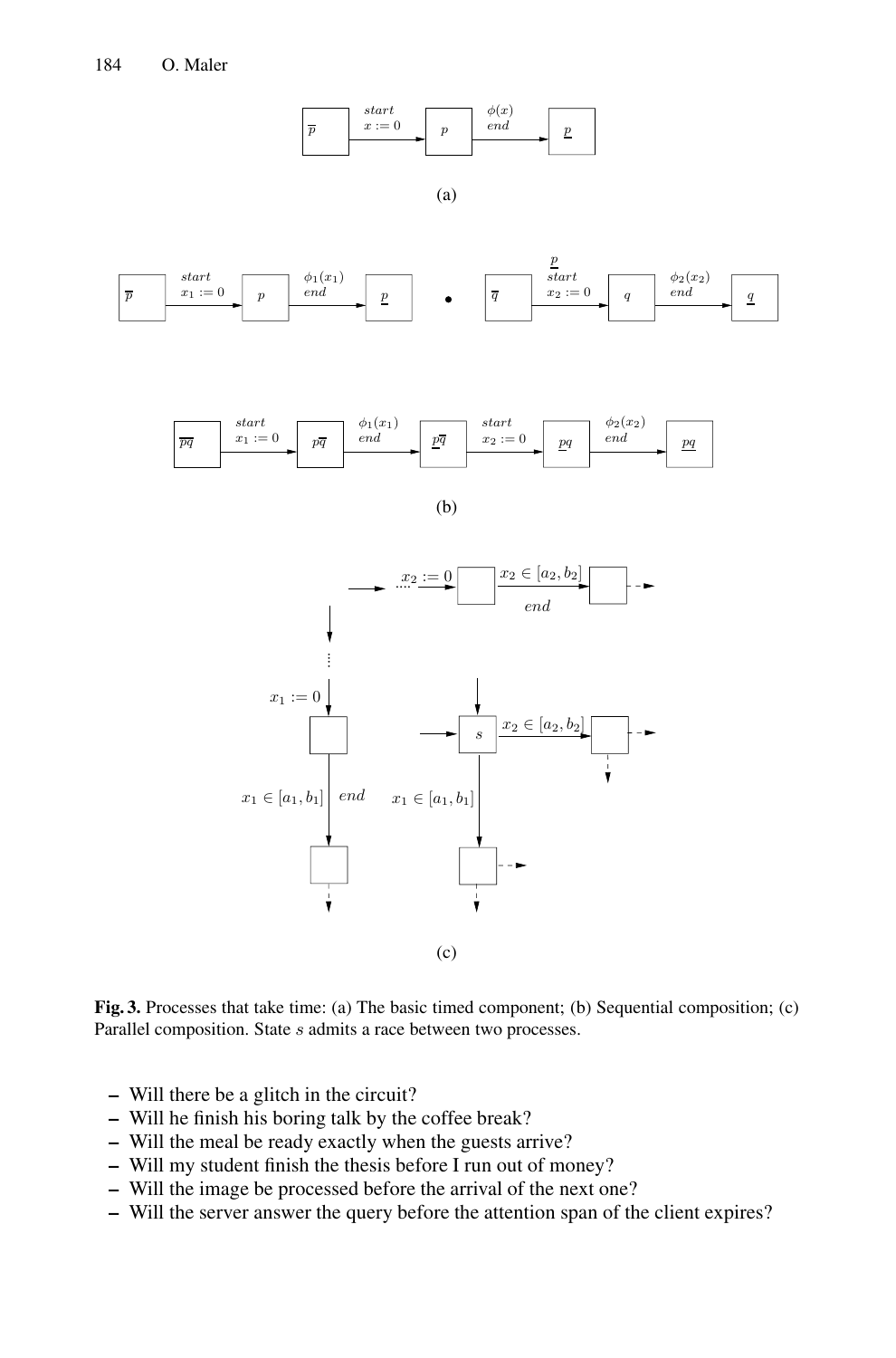**Fig. 3.** Processes that take time: (a) The basic timed component; (b) Sequential composition; (c) Parallel composition. State $s$ admits a race between two processes.

- Will there be a glitch in the circuit?
- Will he finish his boring talk by the coffee break?
- Will the meal be ready exactly when the guests arrive?
- Will my student finish the thesis before I run out of money?
- Will the image be processed before the arrival of the next one?
- Will the server answer the query before the attention span of the client expires?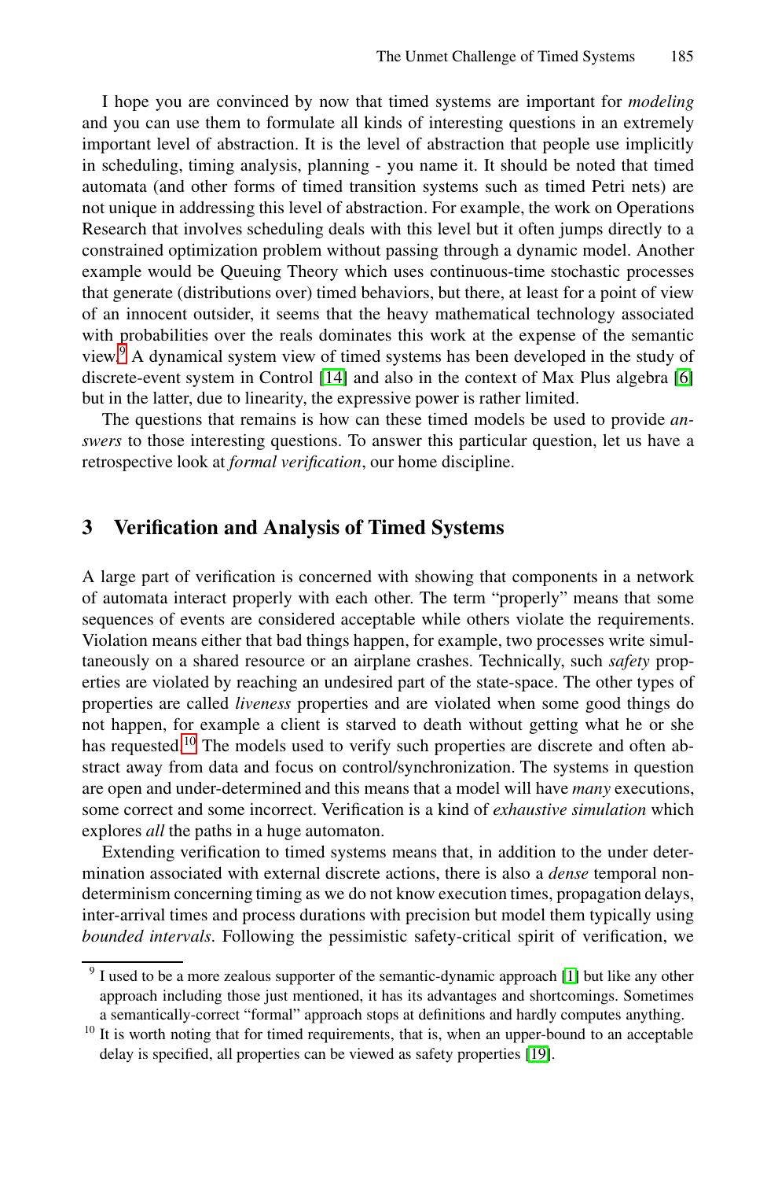I hope you are convinced by now that timed systems are important for *modeling* and you can use them to formulate all kinds of interesting questions in an extremely important level of abstraction. It is the level of abstraction that people use implicitly in scheduling, timing analysis, planning - you name it. It should be noted that timed automata (and other forms of timed transition systems such as timed Petri nets) are not unique in addressing this level of abstraction. For example, the work on Operations Research that involves scheduling deals with this level but it often jumps directly to a constrained optimization problem without passing through a dynamic model. Another example would be Queuing Theory which uses continuous-time stochastic processes that generate (distributions over) timed behaviors, but there, at least for a point of view of an innocent outsider, it seems that the heavy mathematical technology associated with probabilities over the reals dominates this work at the expense of the semantic view.[9] A dynamical system view of timed systems has been developed in the study of discrete-event system in Control [14] and also in the context of Max Plus algebra [6] but in the latter, due to linearity, the expressive power is rather limited.

The questions that remains is how can these timed models be used to provide *answers* to those interesting questions. To answer this particular question, let us have a retrospective look at *formal verification*, our home discipline.

## 3 Verification and Analysis of Timed Systems

A large part of verification is concerned with showing that components in a network of automata interact properly with each other. The term "properly" means that some sequences of events are considered acceptable while others violate the requirements. Violation means either that bad things happen, for example, two processes write simultaneously on a shared resource or an airplane crashes. Technically, such *safety* properties are violated by reaching an undesired part of the state-space. The other types of properties are called *liveness* properties and are violated when some good things do not happen, for example a client is starved to death without getting what he or she has requested.[10] The models used to verify such properties are discrete and often abstract away from data and focus on control/synchronization. The systems in question are open and under-determined and this means that a model will have *many* executions, some correct and some incorrect. Verification is a kind of *exhaustive simulation* which explores *all* the paths in a huge automaton.

Extending verification to timed systems means that, in addition to the under determination associated with external discrete actions, there is also a *dense* temporal nondeterminism concerning timing as we do not know execution times, propagation delays, inter-arrival times and process durations with precision but model them typically using *bounded intervals*. Following the pessimistic safety-critical spirit of verification, we

---

[9] I used to be a more zealous supporter of the semantic-dynamic approach [1] but like any other approach including those just mentioned, it has its advantages and shortcomings. Sometimes a semantically-correct "formal" approach stops at definitions and hardly computes anything.

[10] It is worth noting that for timed requirements, that is, when an upper-bound to an acceptable delay is specified, all properties can be viewed as safety properties [19].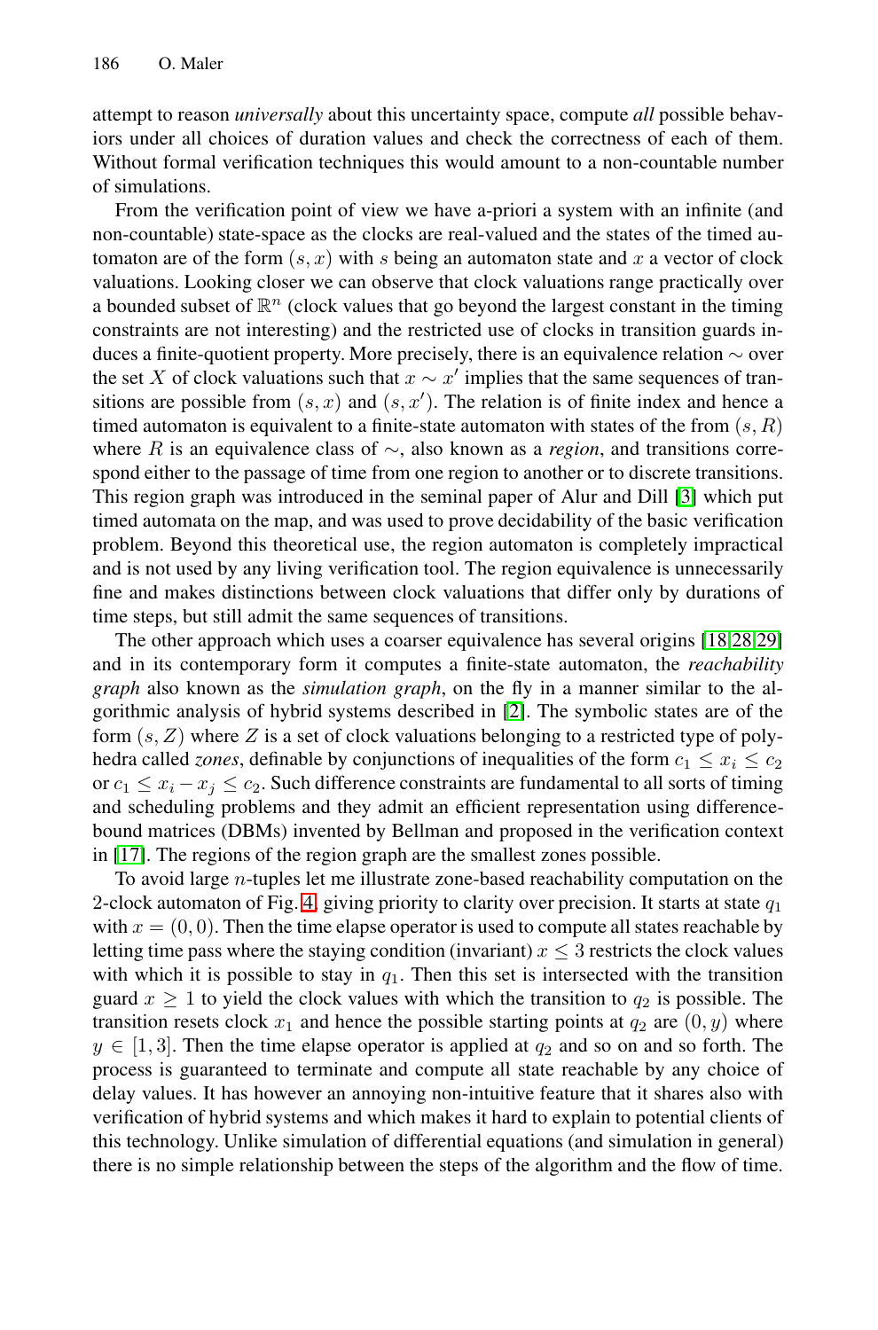attempt to reason *universally* about this uncertainty space, compute *all* possible behaviors under all choices of duration values and check the correctness of each of them. Without formal verification techniques this would amount to a non-countable number of simulations.

From the verification point of view we have a-priori a system with an infinite (and non-countable) state-space as the clocks are real-valued and the states of the timed automaton are of the form $(s, x)$ with $s$ being an automaton state and $x$ a vector of clock valuations. Looking closer we can observe that clock valuations range practically over a bounded subset of $\mathbb{R}^n$ (clock values that go beyond the largest constant in the timing constraints are not interesting) and the restricted use of clocks in transition guards induces a finite-quotient property. More precisely, there is an equivalence relation $\sim$ over the set $X$ of clock valuations such that $x \sim x'$ implies that the same sequences of transitions are possible from $(s, x)$ and $(s, x')$. The relation is of finite index and hence a timed automaton is equivalent to a finite-state automaton with states of the from $(s, R)$ where $R$ is an equivalence class of $\sim$, also known as a *region*, and transitions correspond either to the passage of time from one region to another or to discrete transitions. This region graph was introduced in the seminal paper of Alur and Dill [3] which put timed automata on the map, and was used to prove decidability of the basic verification problem. Beyond this theoretical use, the region automaton is completely impractical and is not used by any living verification tool. The region equivalence is unnecessarily fine and makes distinctions between clock valuations that differ only by durations of time steps, but still admit the same sequences of transitions.

The other approach which uses a coarser equivalence has several origins [18,28,29] and in its contemporary form it computes a finite-state automaton, the *reachability graph* also known as the *simulation graph*, on the fly in a manner similar to the algorithmic analysis of hybrid systems described in [2]. The symbolic states are of the form $(s, Z)$ where $Z$ is a set of clock valuations belonging to a restricted type of polyhedra called *zones*, definable by conjunctions of inequalities of the form $c_1 \leq x_i \leq c_2$ or $c_1 \leq x_i - x_j \leq c_2$. Such difference constraints are fundamental to all sorts of timing and scheduling problems and they admit an efficient representation using difference-bound matrices (DBMs) invented by Bellman and proposed in the verification context in [17]. The regions of the region graph are the smallest zones possible.

To avoid large $n$-tuples let me illustrate zone-based reachability computation on the 2-clock automaton of Fig. 4, giving priority to clarity over precision. It starts at state $q_1$ with $x = (0, 0)$. Then the time elapse operator is used to compute all states reachable by letting time pass where the staying condition (invariant) $x \leq 3$ restricts the clock values with which it is possible to stay in $q_1$. Then this set is intersected with the transition guard $x \geq 1$ to yield the clock values with which the transition to $q_2$ is possible. The transition resets clock $x_1$ and hence the possible starting points at $q_2$ are $(0, y)$ where $y \in [1, 3]$. Then the time elapse operator is applied at $q_2$ and so on and so forth. The process is guaranteed to terminate and compute all state reachable by any choice of delay values. It has however an annoying non-intuitive feature that it shares also with verification of hybrid systems and which makes it hard to explain to potential clients of this technology. Unlike simulation of differential equations (and simulation in general) there is no simple relationship between the steps of the algorithm and the flow of time.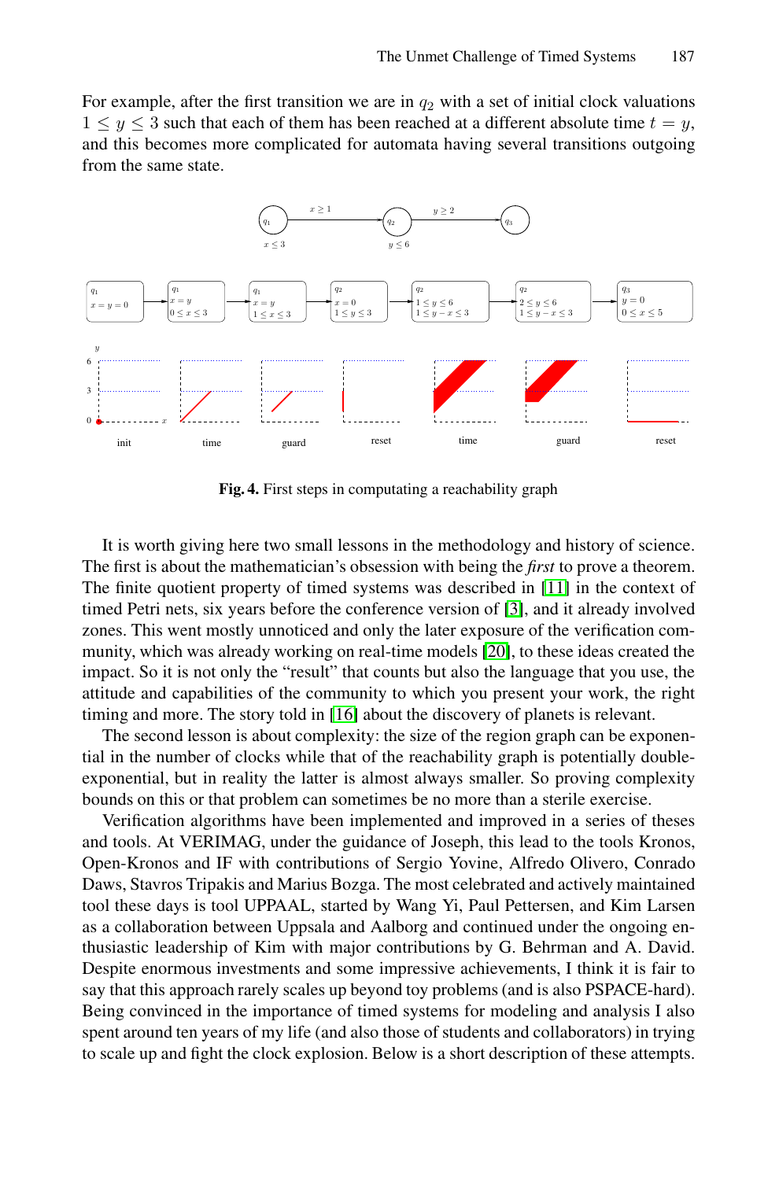For example, after the first transition we are in $q_2$ with a set of initial clock valuations $1 \leq y \leq 3$ such that each of them has been reached at a different absolute time $t = y$, and this becomes more complicated for automata having several transitions outgoing from the same state.

$q_1$ $x \geq 1$ $q_2$ $y \geq 2$ $q_3$

$x \leq 3$ $y \leq 6$

$q_1$ $x = y = 0$

$q_1$ $x = y$ $0 \leq x \leq 3$

$q_1$ $x = y$ $1 \leq x \leq 3$

$q_2$ $x = 0$ $1 \leq y \leq 3$

$q_2$ $1 \leq y \leq 6$ $1 \leq y - x \leq 3$

$q_2$ $2 \leq y \leq 6$ $1 \leq y - x \leq 3$

$q_3$ $y = 0$ $0 \leq x \leq 5$

y 6 3 0 x

init time guard reset time guard reset

**Fig. 4.** First steps in computating a reachability graph

It is worth giving here two small lessons in the methodology and history of science. The first is about the mathematician's obsession with being the *first* to prove a theorem. The finite quotient property of timed systems was described in [11] in the context of timed Petri nets, six years before the conference version of [3], and it already involved zones. This went mostly unnoticed and only the later exposure of the verification community, which was already working on real-time models [20], to these ideas created the impact. So it is not only the "result" that counts but also the language that you use, the attitude and capabilities of the community to which you present your work, the right timing and more. The story told in [16] about the discovery of planets is relevant.

The second lesson is about complexity: the size of the region graph can be exponential in the number of clocks while that of the reachability graph is potentially double-exponential, but in reality the latter is almost always smaller. So proving complexity bounds on this or that problem can sometimes be no more than a sterile exercise.

Verification algorithms have been implemented and improved in a series of theses and tools. At VERIMAG, under the guidance of Joseph, this lead to the tools Kronos, Open-Kronos and IF with contributions of Sergio Yovine, Alfredo Olivero, Conrado Daws, Stavros Tripakis and Marius Bozga. The most celebrated and actively maintained tool these days is tool UPPAAL, started by Wang Yi, Paul Pettersen, and Kim Larsen as a collaboration between Uppsala and Aalborg and continued under the ongoing enthusiastic leadership of Kim with major contributions by G. Behrman and A. David. Despite enormous investments and some impressive achievements, I think it is fair to say that this approach rarely scales up beyond toy problems (and is also PSPACE-hard). Being convinced in the importance of timed systems for modeling and analysis I also spent around ten years of my life (and also those of students and collaborators) in trying to scale up and fight the clock explosion. Below is a short description of these attempts.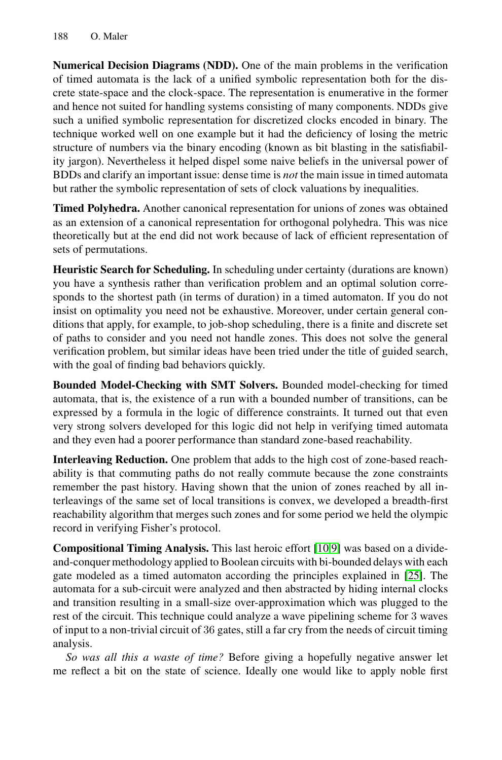**Numerical Decision Diagrams (NDD).** One of the main problems in the verification of timed automata is the lack of a unified symbolic representation both for the discrete state-space and the clock-space. The representation is enumerative in the former and hence not suited for handling systems consisting of many components. NDDs give such a unified symbolic representation for discretized clocks encoded in binary. The technique worked well on one example but it had the deficiency of losing the metric structure of numbers via the binary encoding (known as bit blasting in the satisfiability jargon). Nevertheless it helped dispel some naive beliefs in the universal power of BDDs and clarify an important issue: dense time is *not* the main issue in timed automata but rather the symbolic representation of sets of clock valuations by inequalities.

**Timed Polyhedra.** Another canonical representation for unions of zones was obtained as an extension of a canonical representation for orthogonal polyhedra. This was nice theoretically but at the end did not work because of lack of efficient representation of sets of permutations.

**Heuristic Search for Scheduling.** In scheduling under certainty (durations are known) you have a synthesis rather than verification problem and an optimal solution corresponds to the shortest path (in terms of duration) in a timed automaton. If you do not insist on optimality you need not be exhaustive. Moreover, under certain general conditions that apply, for example, to job-shop scheduling, there is a finite and discrete set of paths to consider and you need not handle zones. This does not solve the general verification problem, but similar ideas have been tried under the title of guided search, with the goal of finding bad behaviors quickly.

**Bounded Model-Checking with SMT Solvers.** Bounded model-checking for timed automata, that is, the existence of a run with a bounded number of transitions, can be expressed by a formula in the logic of difference constraints. It turned out that even very strong solvers developed for this logic did not help in verifying timed automata and they even had a poorer performance than standard zone-based reachability.

**Interleaving Reduction.** One problem that adds to the high cost of zone-based reachability is that commuting paths do not really commute because the zone constraints remember the past history. Having shown that the union of zones reached by all interleavings of the same set of local transitions is convex, we developed a breadth-first reachability algorithm that merges such zones and for some period we held the olympic record in verifying Fisher's protocol.

**Compositional Timing Analysis.** This last heroic effort [10,9] was based on a divide-and-conquer methodology applied to Boolean circuits with bi-bounded delays with each gate modeled as a timed automaton according the principles explained in [25]. The automata for a sub-circuit were analyzed and then abstracted by hiding internal clocks and transition resulting in a small-size over-approximation which was plugged to the rest of the circuit. This technique could analyze a wave pipelining scheme for 3 waves of input to a non-trivial circuit of 36 gates, still a far cry from the needs of circuit timing analysis.

*So was all this a waste of time?* Before giving a hopefully negative answer let me reflect a bit on the state of science. Ideally one would like to apply noble first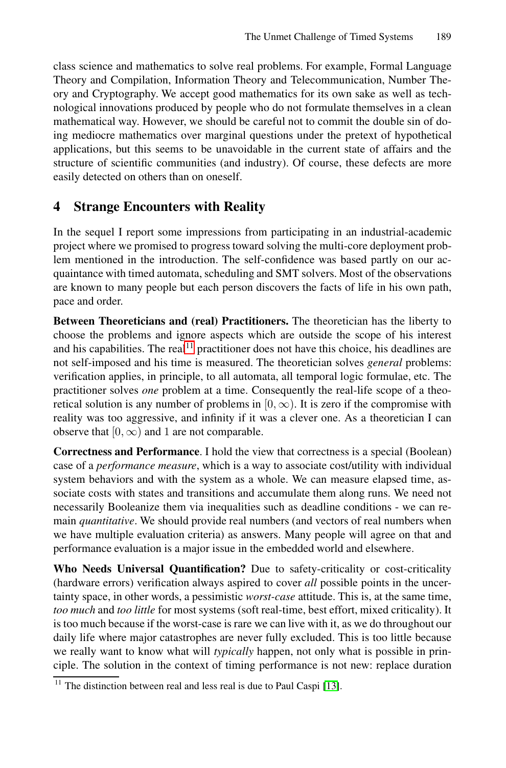class science and mathematics to solve real problems. For example, Formal Language Theory and Compilation, Information Theory and Telecommunication, Number Theory and Cryptography. We accept good mathematics for its own sake as well as technological innovations produced by people who do not formulate themselves in a clean mathematical way. However, we should be careful not to commit the double sin of doing mediocre mathematics over marginal questions under the pretext of hypothetical applications, but this seems to be unavoidable in the current state of affairs and the structure of scientific communities (and industry). Of course, these defects are more easily detected on others than on oneself.

## 4 Strange Encounters with Reality

In the sequel I report some impressions from participating in an industrial-academic project where we promised to progress toward solving the multi-core deployment problem mentioned in the introduction. The self-confidence was based partly on our acquaintance with timed automata, scheduling and SMT solvers. Most of the observations are known to many people but each person discovers the facts of life in his own path, pace and order.

**Between Theoreticians and (real) Practitioners.** The theoretician has the liberty to choose the problems and ignore aspects which are outside the scope of his interest and his capabilities. The real[11] practitioner does not have this choice, his deadlines are not self-imposed and his time is measured. The theoretician solves *general* problems: verification applies, in principle, to all automata, all temporal logic formulae, etc. The practitioner solves *one* problem at a time. Consequently the real-life scope of a theoretical solution is any number of problems in $[0, \infty)$. It is zero if the compromise with reality was too aggressive, and infinity if it was a clever one. As a theoretician I can observe that $[0, \infty)$ and $1$ are not comparable.

**Correctness and Performance**. I hold the view that correctness is a special (Boolean) case of a *performance measure*, which is a way to associate cost/utility with individual system behaviors and with the system as a whole. We can measure elapsed time, associate costs with states and transitions and accumulate them along runs. We need not necessarily Booleanize them via inequalities such as deadline conditions - we can remain *quantitative*. We should provide real numbers (and vectors of real numbers when we have multiple evaluation criteria) as answers. Many people will agree on that and performance evaluation is a major issue in the embedded world and elsewhere.

**Who Needs Universal Quantification?** Due to safety-criticality or cost-criticality (hardware errors) verification always aspired to cover *all* possible points in the uncertainty space, in other words, a pessimistic *worst-case* attitude. This is, at the same time, *too much* and *too little* for most systems (soft real-time, best effort, mixed criticality). It is too much because if the worst-case is rare we can live with it, as we do throughout our daily life where major catastrophes are never fully excluded. This is too little because we really want to know what will *typically* happen, not only what is possible in principle. The solution in the context of timing performance is not new: replace duration

[11] The distinction between real and less real is due to Paul Caspi [13].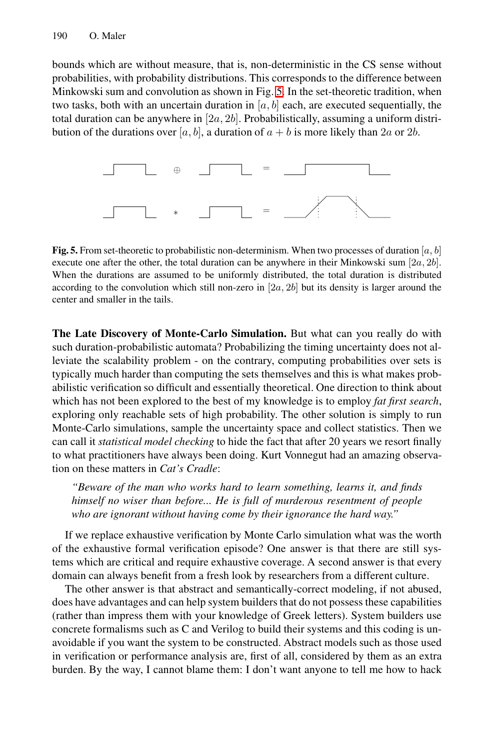bounds which are without measure, that is, non-deterministic in the CS sense without probabilities, with probability distributions. This corresponds to the difference between Minkowski sum and convolution as shown in Fig. 5. In the set-theoretic tradition, when two tasks, both with an uncertain duration in $[a, b]$ each, are executed sequentially, the total duration can be anywhere in $[2a, 2b]$. Probabilistically, assuming a uniform distribution of the durations over $[a, b]$, a duration of $a + b$ is more likely than $2a$ or $2b$.

**Fig. 5.** From set-theoretic to probabilistic non-determinism. When two processes of duration $[a, b]$ execute one after the other, the total duration can be anywhere in their Minkowski sum $[2a, 2b]$. When the durations are assumed to be uniformly distributed, the total duration is distributed according to the convolution which still non-zero in $[2a, 2b]$ but its density is larger around the center and smaller in the tails.

**The Late Discovery of Monte-Carlo Simulation.** But what can you really do with such duration-probabilistic automata? Probabilizing the timing uncertainty does not alleviate the scalability problem - on the contrary, computing probabilities over sets is typically much harder than computing the sets themselves and this is what makes probabilistic verification so difficult and essentially theoretical. One direction to think about which has not been explored to the best of my knowledge is to employ *fat first search*, exploring only reachable sets of high probability. The other solution is simply to run Monte-Carlo simulations, sample the uncertainty space and collect statistics. Then we can call it *statistical model checking* to hide the fact that after 20 years we resort finally to what practitioners have always been doing. Kurt Vonnegut had an amazing observation on these matters in *Cat's Cradle*:

> *"Beware of the man who works hard to learn something, learns it, and finds himself no wiser than before... He is full of murderous resentment of people who are ignorant without having come by their ignorance the hard way."*

If we replace exhaustive verification by Monte Carlo simulation what was the worth of the exhaustive formal verification episode? One answer is that there are still systems which are critical and require exhaustive coverage. A second answer is that every domain can always benefit from a fresh look by researchers from a different culture.

The other answer is that abstract and semantically-correct modeling, if not abused, does have advantages and can help system builders that do not possess these capabilities (rather than impress them with your knowledge of Greek letters). System builders use concrete formalisms such as C and Verilog to build their systems and this coding is unavoidable if you want the system to be constructed. Abstract models such as those used in verification or performance analysis are, first of all, considered by them as an extra burden. By the way, I cannot blame them: I don't want anyone to tell me how to hack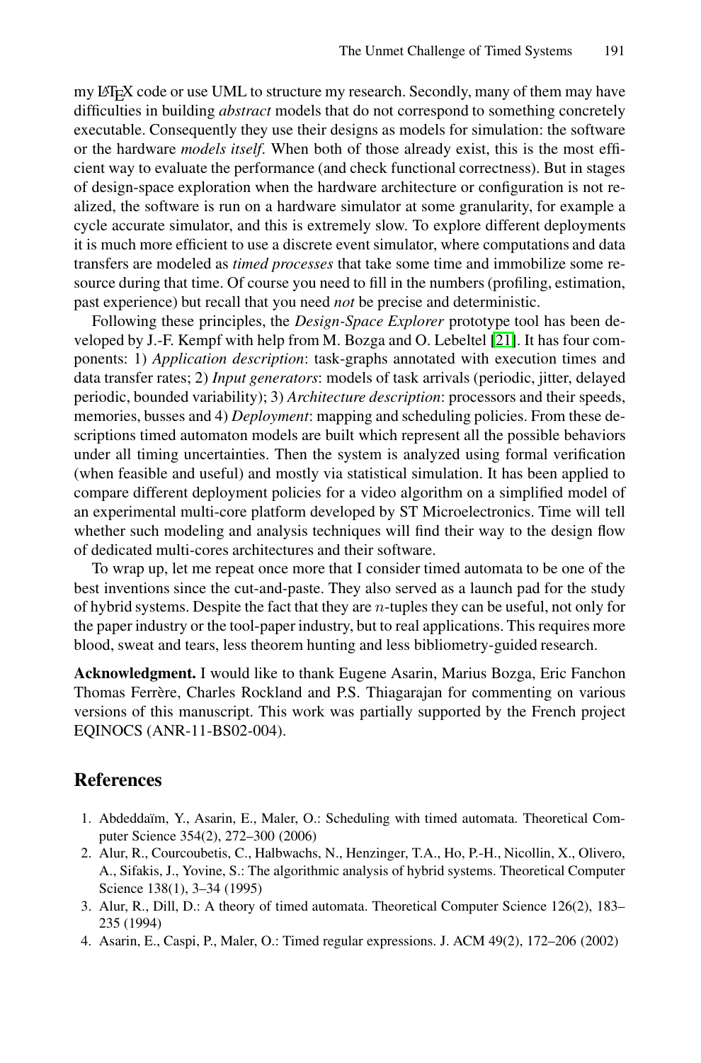my LaTeX code or use UML to structure my research. Secondly, many of them may have difficulties in building *abstract* models that do not correspond to something concretely executable. Consequently they use their designs as models for simulation: the software or the hardware *models itself*. When both of those already exist, this is the most efficient way to evaluate the performance (and check functional correctness). But in stages of design-space exploration when the hardware architecture or configuration is not realized, the software is run on a hardware simulator at some granularity, for example a cycle accurate simulator, and this is extremely slow. To explore different deployments it is much more efficient to use a discrete event simulator, where computations and data transfers are modeled as *timed processes* that take some time and immobilize some resource during that time. Of course you need to fill in the numbers (profiling, estimation, past experience) but recall that you need *not* be precise and deterministic.

Following these principles, the *Design-Space Explorer* prototype tool has been developed by J.-F. Kempf with help from M. Bozga and O. Lebeltel [21]. It has four components: 1) *Application description*: task-graphs annotated with execution times and data transfer rates; 2) *Input generators*: models of task arrivals (periodic, jitter, delayed periodic, bounded variability); 3) *Architecture description*: processors and their speeds, memories, busses and 4) *Deployment*: mapping and scheduling policies. From these descriptions timed automaton models are built which represent all the possible behaviors under all timing uncertainties. Then the system is analyzed using formal verification (when feasible and useful) and mostly via statistical simulation. It has been applied to compare different deployment policies for a video algorithm on a simplified model of an experimental multi-core platform developed by ST Microelectronics. Time will tell whether such modeling and analysis techniques will find their way to the design flow of dedicated multi-cores architectures and their software.

To wrap up, let me repeat once more that I consider timed automata to be one of the best inventions since the cut-and-paste. They also served as a launch pad for the study of hybrid systems. Despite the fact that they are $n$-tuples they can be useful, not only for the paper industry or the tool-paper industry, but to real applications. This requires more blood, sweat and tears, less theorem hunting and less bibliometry-guided research.

**Acknowledgment.** I would like to thank Eugene Asarin, Marius Bozga, Eric Fanchon Thomas Ferrère, Charles Rockland and P.S. Thiagarajan for commenting on various versions of this manuscript. This work was partially supported by the French project EQINOCS (ANR-11-BS02-004).

## References

1. Abdeddaïm, Y., Asarin, E., Maler, O.: Scheduling with timed automata. Theoretical Computer Science 354(2), 272–300 (2006)
2. Alur, R., Courcoubetis, C., Halbwachs, N., Henzinger, T.A., Ho, P.-H., Nicollin, X., Olivero, A., Sifakis, J., Yovine, S.: The algorithmic analysis of hybrid systems. Theoretical Computer Science 138(1), 3–34 (1995)
3. Alur, R., Dill, D.: A theory of timed automata. Theoretical Computer Science 126(2), 183–235 (1994)
4. Asarin, E., Caspi, P., Maler, O.: Timed regular expressions. J. ACM 49(2), 172–206 (2002)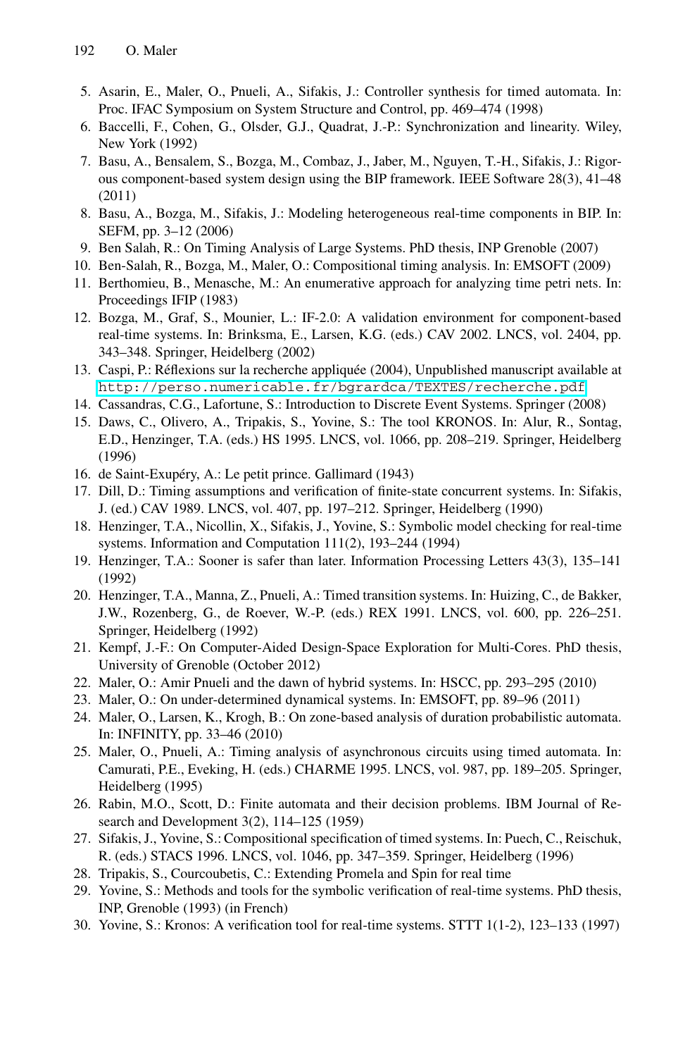5. Asarin, E., Maler, O., Pnueli, A., Sifakis, J.: Controller synthesis for timed automata. In: Proc. IFAC Symposium on System Structure and Control, pp. 469–474 (1998)
6. Baccelli, F., Cohen, G., Olsder, G.J., Quadrat, J.-P.: Synchronization and linearity. Wiley, New York (1992)
7. Basu, A., Bensalem, S., Bozga, M., Combaz, J., Jaber, M., Nguyen, T.-H., Sifakis, J.: Rigorous component-based system design using the BIP framework. IEEE Software 28(3), 41–48 (2011)
8. Basu, A., Bozga, M., Sifakis, J.: Modeling heterogeneous real-time components in BIP. In: SEFM, pp. 3–12 (2006)
9. Ben Salah, R.: On Timing Analysis of Large Systems. PhD thesis, INP Grenoble (2007)
10. Ben-Salah, R., Bozga, M., Maler, O.: Compositional timing analysis. In: EMSOFT (2009)
11. Berthomieu, B., Menasche, M.: An enumerative approach for analyzing time petri nets. In: Proceedings IFIP (1983)
12. Bozga, M., Graf, S., Mounier, L.: IF-2.0: A validation environment for component-based real-time systems. In: Brinksma, E., Larsen, K.G. (eds.) CAV 2002. LNCS, vol. 2404, pp. 343–348. Springer, Heidelberg (2002)
13. Caspi, P.: Réflexions sur la recherche appliquée (2004), Unpublished manuscript available at http://perso.numericable.fr/bgrardca/TEXTES/recherche.pdf
14. Cassandras, C.G., Lafortune, S.: Introduction to Discrete Event Systems. Springer (2008)
15. Daws, C., Olivero, A., Tripakis, S., Yovine, S.: The tool KRONOS. In: Alur, R., Sontag, E.D., Henzinger, T.A. (eds.) HS 1995. LNCS, vol. 1066, pp. 208–219. Springer, Heidelberg (1996)
16. de Saint-Exupéry, A.: Le petit prince. Gallimard (1943)
17. Dill, D.: Timing assumptions and verification of finite-state concurrent systems. In: Sifakis, J. (ed.) CAV 1989. LNCS, vol. 407, pp. 197–212. Springer, Heidelberg (1990)
18. Henzinger, T.A., Nicollin, X., Sifakis, J., Yovine, S.: Symbolic model checking for real-time systems. Information and Computation 111(2), 193–244 (1994)
19. Henzinger, T.A.: Sooner is safer than later. Information Processing Letters 43(3), 135–141 (1992)
20. Henzinger, T.A., Manna, Z., Pnueli, A.: Timed transition systems. In: Huizing, C., de Bakker, J.W., Rozenberg, G., de Roever, W.-P. (eds.) REX 1991. LNCS, vol. 600, pp. 226–251. Springer, Heidelberg (1992)
21. Kempf, J.-F.: On Computer-Aided Design-Space Exploration for Multi-Cores. PhD thesis, University of Grenoble (October 2012)
22. Maler, O.: Amir Pnueli and the dawn of hybrid systems. In: HSCC, pp. 293–295 (2010)
23. Maler, O.: On under-determined dynamical systems. In: EMSOFT, pp. 89–96 (2011)
24. Maler, O., Larsen, K., Krogh, B.: On zone-based analysis of duration probabilistic automata. In: INFINITY, pp. 33–46 (2010)
25. Maler, O., Pnueli, A.: Timing analysis of asynchronous circuits using timed automata. In: Camurati, P.E., Eveking, H. (eds.) CHARME 1995. LNCS, vol. 987, pp. 189–205. Springer, Heidelberg (1995)
26. Rabin, M.O., Scott, D.: Finite automata and their decision problems. IBM Journal of Research and Development 3(2), 114–125 (1959)
27. Sifakis, J., Yovine, S.: Compositional specification of timed systems. In: Puech, C., Reischuk, R. (eds.) STACS 1996. LNCS, vol. 1046, pp. 347–359. Springer, Heidelberg (1996)
28. Tripakis, S., Courcoubetis, C.: Extending Promela and Spin for real time
29. Yovine, S.: Methods and tools for the symbolic verification of real-time systems. PhD thesis, INP, Grenoble (1993) (in French)
30. Yovine, S.: Kronos: A verification tool for real-time systems. STTT 1(1-2), 123–133 (1997)